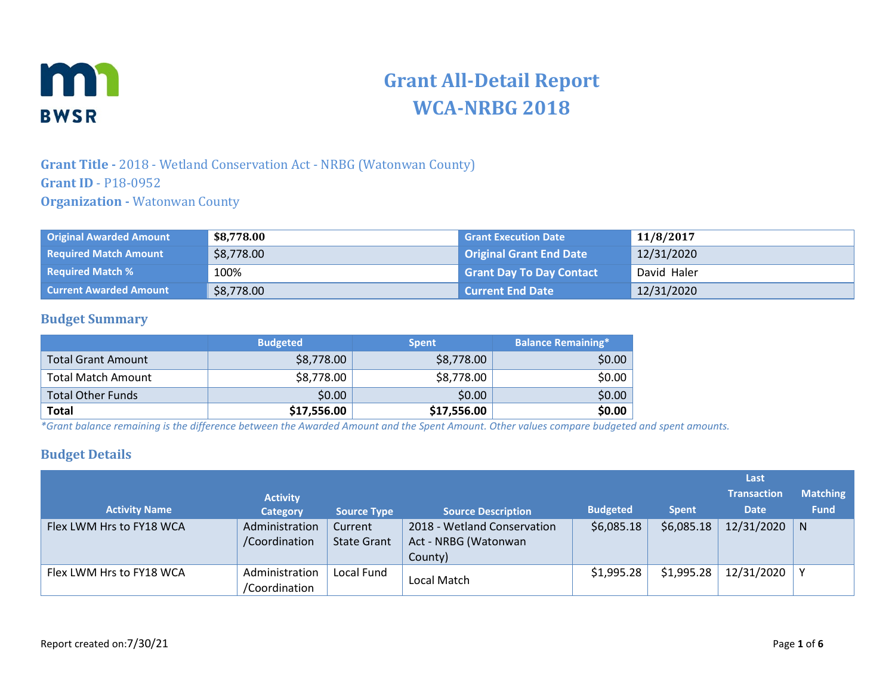# Grant All-Detail Report
# WCA-NRBG 2018

**Grant Title -** 2018 - Wetland Conservation Act - NRBG (Watonwan County)
**Grant ID** - P18-0952
**Organization -** Watonwan County

| | | | |
|---|---|---|---|
| Original Awarded Amount | **$8,778.00** | Grant Execution Date | **11/8/2017** |
| Required Match Amount | $8,778.00 | Original Grant End Date | 12/31/2020 |
| Required Match % | 100% | Grant Day To Day Contact | David Haler |
| Current Awarded Amount | $8,778.00 | Current End Date | 12/31/2020 |

## Budget Summary

| | Budgeted | Spent | Balance Remaining* |
|---|---|---|---|
| Total Grant Amount | $8,778.00 | $8,778.00 | $0.00 |
| Total Match Amount | $8,778.00 | $8,778.00 | $0.00 |
| Total Other Funds | $0.00 | $0.00 | $0.00 |
| **Total** | **$17,556.00** | **$17,556.00** | **$0.00** |

*\*Grant balance remaining is the difference between the Awarded Amount and the Spent Amount. Other values compare budgeted and spent amounts.*

## Budget Details

| Activity Name | Activity Category | Source Type | Source Description | Budgeted | Spent | Last Transaction Date | Matching Fund |
|---|---|---|---|---|---|---|---|
| Flex LWM Hrs to FY18 WCA | Administration /Coordination | Current State Grant | 2018 - Wetland Conservation Act - NRBG (Watonwan County) | $6,085.18 | $6,085.18 | 12/31/2020 | N |
| Flex LWM Hrs to FY18 WCA | Administration /Coordination | Local Fund | Local Match | $1,995.28 | $1,995.28 | 12/31/2020 | Y |

Report created on:7/30/21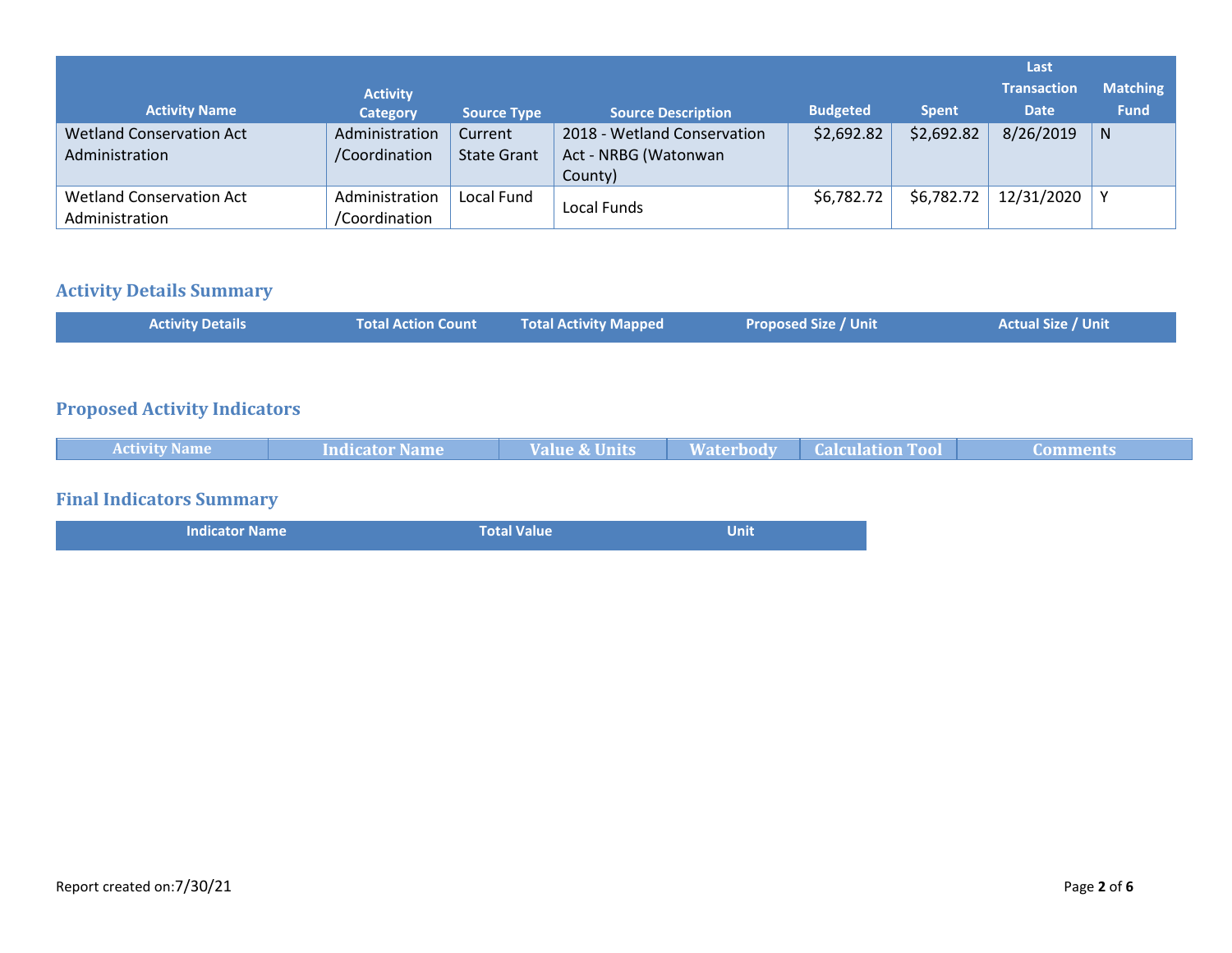| Activity Name | Activity Category | Source Type | Source Description | Budgeted | Spent | Last Transaction Date | Matching Fund |
|---|---|---|---|---|---|---|---|
| Wetland Conservation Act Administration | Administration /Coordination | Current State Grant | 2018 - Wetland Conservation Act - NRBG (Watonwan County) | $2,692.82 | $2,692.82 | 8/26/2019 | N |
| Wetland Conservation Act Administration | Administration /Coordination | Local Fund | Local Funds | $6,782.72 | $6,782.72 | 12/31/2020 | Y |

## Activity Details Summary

| Activity Details | Total Action Count | Total Activity Mapped | Proposed Size / Unit | Actual Size / Unit |
|---|---|---|---|---|

## Proposed Activity Indicators

| Activity Name | Indicator Name | Value & Units | Waterbody | Calculation Tool | Comments |
|---|---|---|---|---|---|

## Final Indicators Summary

| Indicator Name | Total Value | Unit |
|---|---|---|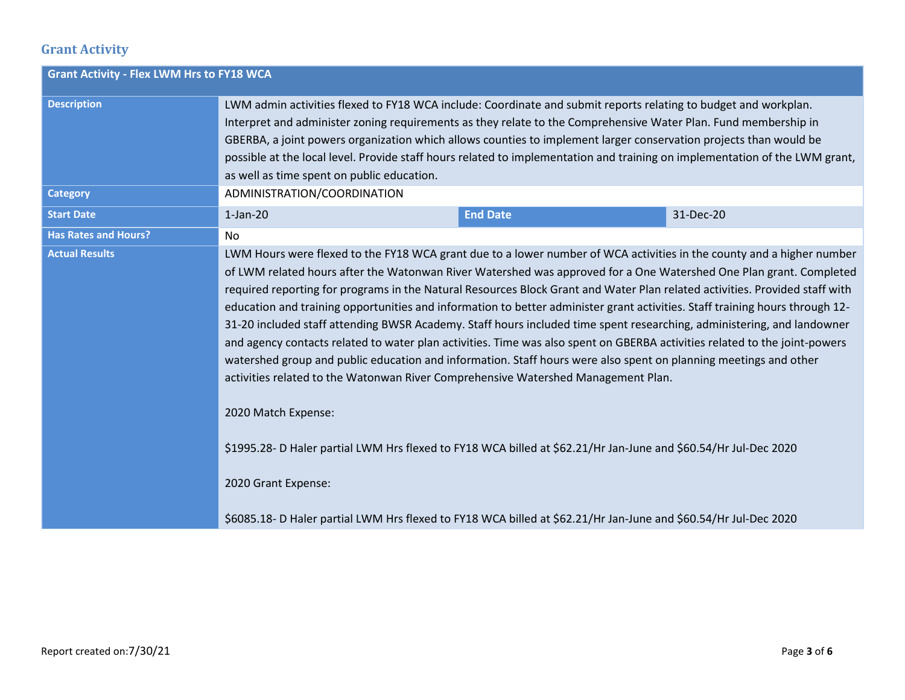## Grant Activity

| Grant Activity - Flex LWM Hrs to FY18 WCA | | | |
|---|---|---|---|
| **Description** | LWM admin activities flexed to FY18 WCA include: Coordinate and submit reports relating to budget and workplan. Interpret and administer zoning requirements as they relate to the Comprehensive Water Plan. Fund membership in GBERBA, a joint powers organization which allows counties to implement larger conservation projects than would be possible at the local level. Provide staff hours related to implementation and training on implementation of the LWM grant, as well as time spent on public education. | | |
| **Category** | ADMINISTRATION/COORDINATION | | |
| **Start Date** | 1-Jan-20 | **End Date** | 31-Dec-20 |
| **Has Rates and Hours?** | No | | |
| **Actual Results** | LWM Hours were flexed to the FY18 WCA grant due to a lower number of WCA activities in the county and a higher number of LWM related hours after the Watonwan River Watershed was approved for a One Watershed One Plan grant. Completed required reporting for programs in the Natural Resources Block Grant and Water Plan related activities. Provided staff with education and training opportunities and information to better administer grant activities. Staff training hours through 12-31-20 included staff attending BWSR Academy. Staff hours included time spent researching, administering, and landowner and agency contacts related to water plan activities. Time was also spent on GBERBA activities related to the joint-powers watershed group and public education and information. Staff hours were also spent on planning meetings and other activities related to the Watonwan River Comprehensive Watershed Management Plan.<br><br>2020 Match Expense:<br><br>$1995.28- D Haler partial LWM Hrs flexed to FY18 WCA billed at $62.21/Hr Jan-June and $60.54/Hr Jul-Dec 2020<br><br>2020 Grant Expense:<br><br>$6085.18- D Haler partial LWM Hrs flexed to FY18 WCA billed at $62.21/Hr Jan-June and $60.54/Hr Jul-Dec 2020 | | |

Report created on:7/30/21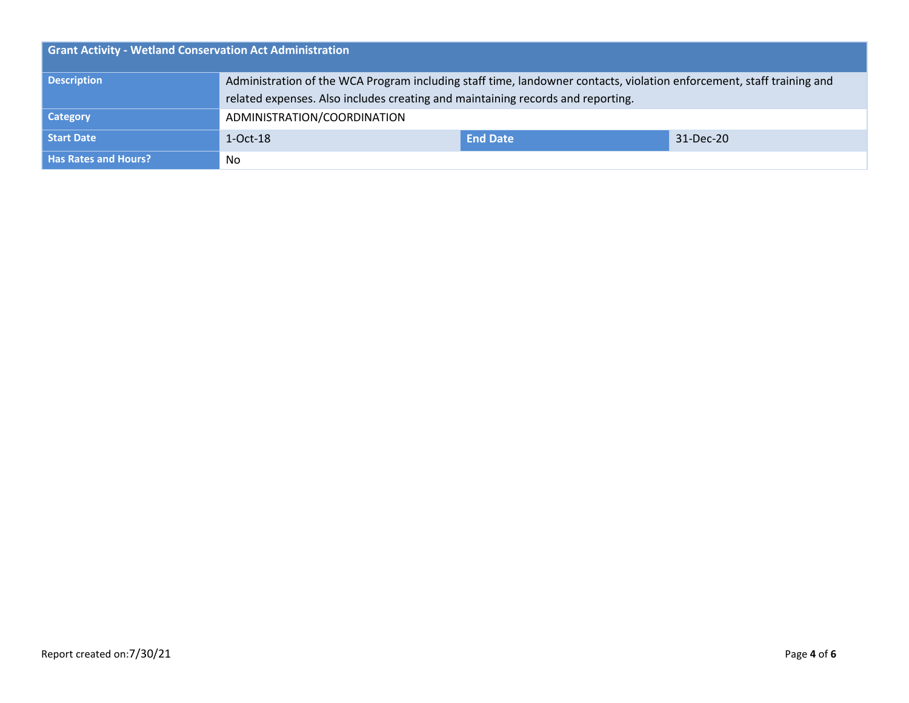| Grant Activity - Wetland Conservation Act Administration | | | |
| --- | --- | --- | --- |
| Description | Administration of the WCA Program including staff time, landowner contacts, violation enforcement, staff training and related expenses. Also includes creating and maintaining records and reporting. | | |
| Category | ADMINISTRATION/COORDINATION | | |
| Start Date | 1-Oct-18 | End Date | 31-Dec-20 |
| Has Rates and Hours? | No | | |

Report created on:7/30/21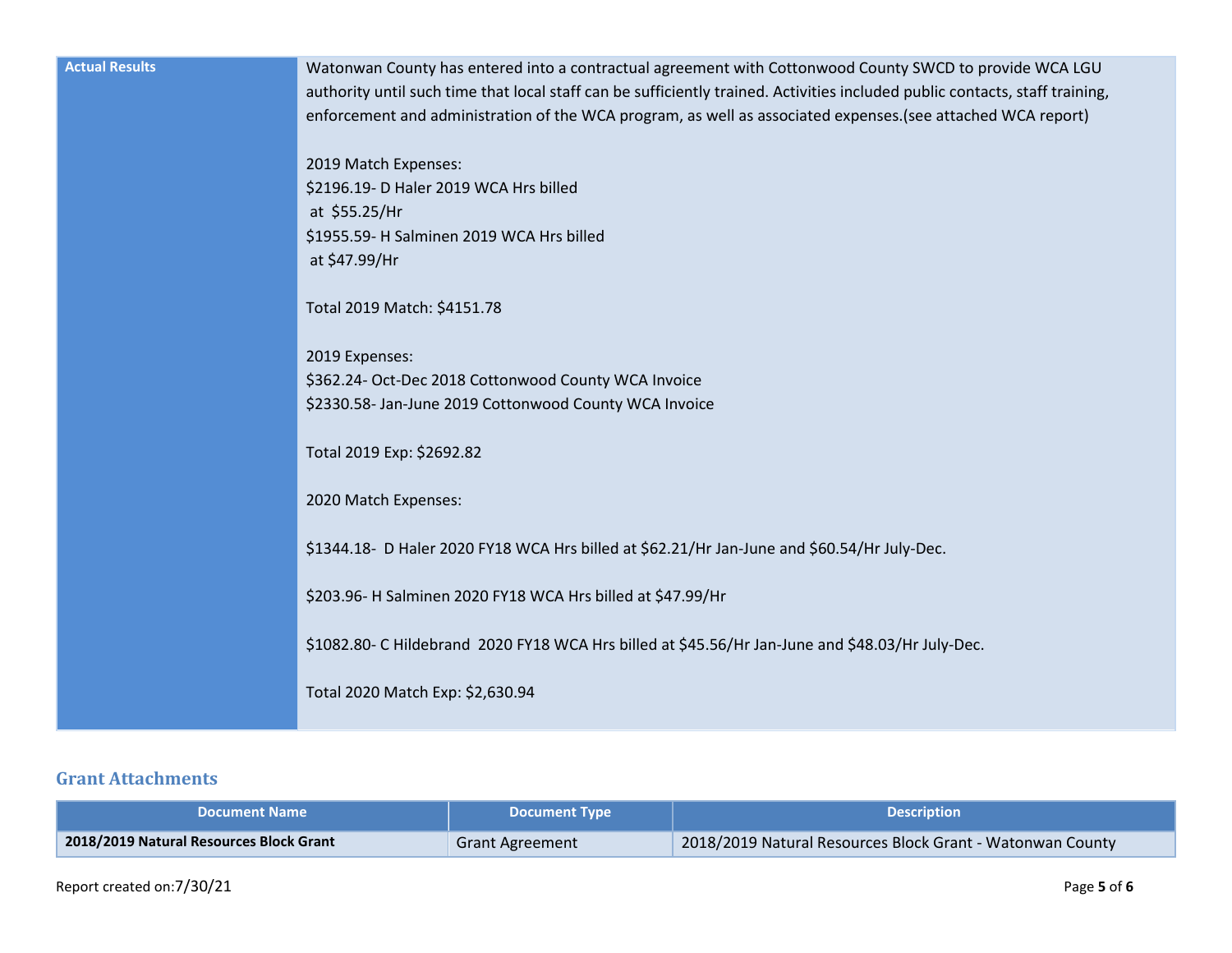| Actual Results | Watonwan County has entered into a contractual agreement with Cottonwood County SWCD to provide WCA LGU authority until such time that local staff can be sufficiently trained. Activities included public contacts, staff training, enforcement and administration of the WCA program, as well as associated expenses.(see attached WCA report)<br><br>2019 Match Expenses:<br>$2196.19- D Haler 2019 WCA Hrs billed at $55.25/Hr<br>$1955.59- H Salminen 2019 WCA Hrs billed at $47.99/Hr<br><br>Total 2019 Match: $4151.78<br><br>2019 Expenses:<br>$362.24- Oct-Dec 2018 Cottonwood County WCA Invoice<br>$2330.58- Jan-June 2019 Cottonwood County WCA Invoice<br><br>Total 2019 Exp: $2692.82<br><br>2020 Match Expenses:<br><br>$1344.18- D Haler 2020 FY18 WCA Hrs billed at $62.21/Hr Jan-June and $60.54/Hr July-Dec.<br><br>$203.96- H Salminen 2020 FY18 WCA Hrs billed at $47.99/Hr<br><br>$1082.80- C Hildebrand 2020 FY18 WCA Hrs billed at $45.56/Hr Jan-June and $48.03/Hr July-Dec.<br><br>Total 2020 Match Exp: $2,630.94 |
|---|---|

## Grant Attachments

| Document Name | Document Type | Description |
|---|---|---|
| **2018/2019 Natural Resources Block Grant** | Grant Agreement | 2018/2019 Natural Resources Block Grant - Watonwan County |

Report created on:7/30/21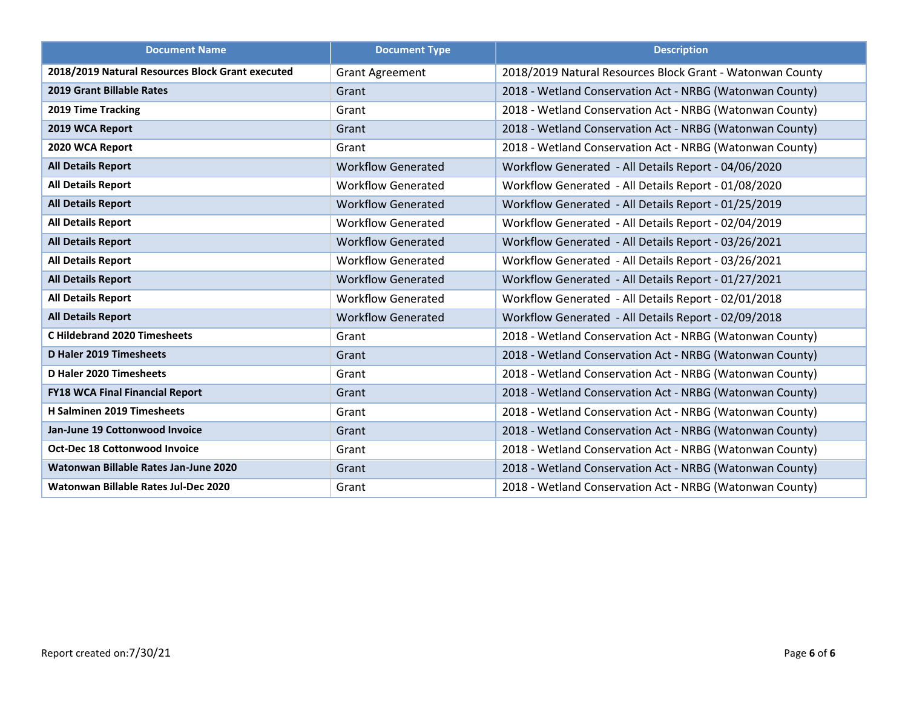| Document Name | Document Type | Description |
|---|---|---|
| **2018/2019 Natural Resources Block Grant executed** | Grant Agreement | 2018/2019 Natural Resources Block Grant - Watonwan County |
| **2019 Grant Billable Rates** | Grant | 2018 - Wetland Conservation Act - NRBG (Watonwan County) |
| **2019 Time Tracking** | Grant | 2018 - Wetland Conservation Act - NRBG (Watonwan County) |
| **2019 WCA Report** | Grant | 2018 - Wetland Conservation Act - NRBG (Watonwan County) |
| **2020 WCA Report** | Grant | 2018 - Wetland Conservation Act - NRBG (Watonwan County) |
| **All Details Report** | Workflow Generated | Workflow Generated - All Details Report - 04/06/2020 |
| **All Details Report** | Workflow Generated | Workflow Generated - All Details Report - 01/08/2020 |
| **All Details Report** | Workflow Generated | Workflow Generated - All Details Report - 01/25/2019 |
| **All Details Report** | Workflow Generated | Workflow Generated - All Details Report - 02/04/2019 |
| **All Details Report** | Workflow Generated | Workflow Generated - All Details Report - 03/26/2021 |
| **All Details Report** | Workflow Generated | Workflow Generated - All Details Report - 03/26/2021 |
| **All Details Report** | Workflow Generated | Workflow Generated - All Details Report - 01/27/2021 |
| **All Details Report** | Workflow Generated | Workflow Generated - All Details Report - 02/01/2018 |
| **All Details Report** | Workflow Generated | Workflow Generated - All Details Report - 02/09/2018 |
| **C Hildebrand 2020 Timesheets** | Grant | 2018 - Wetland Conservation Act - NRBG (Watonwan County) |
| **D Haler 2019 Timesheets** | Grant | 2018 - Wetland Conservation Act - NRBG (Watonwan County) |
| **D Haler 2020 Timesheets** | Grant | 2018 - Wetland Conservation Act - NRBG (Watonwan County) |
| **FY18 WCA Final Financial Report** | Grant | 2018 - Wetland Conservation Act - NRBG (Watonwan County) |
| **H Salminen 2019 Timesheets** | Grant | 2018 - Wetland Conservation Act - NRBG (Watonwan County) |
| **Jan-June 19 Cottonwood Invoice** | Grant | 2018 - Wetland Conservation Act - NRBG (Watonwan County) |
| **Oct-Dec 18 Cottonwood Invoice** | Grant | 2018 - Wetland Conservation Act - NRBG (Watonwan County) |
| **Watonwan Billable Rates Jan-June 2020** | Grant | 2018 - Wetland Conservation Act - NRBG (Watonwan County) |
| **Watonwan Billable Rates Jul-Dec 2020** | Grant | 2018 - Wetland Conservation Act - NRBG (Watonwan County) |

Report created on:7/30/21